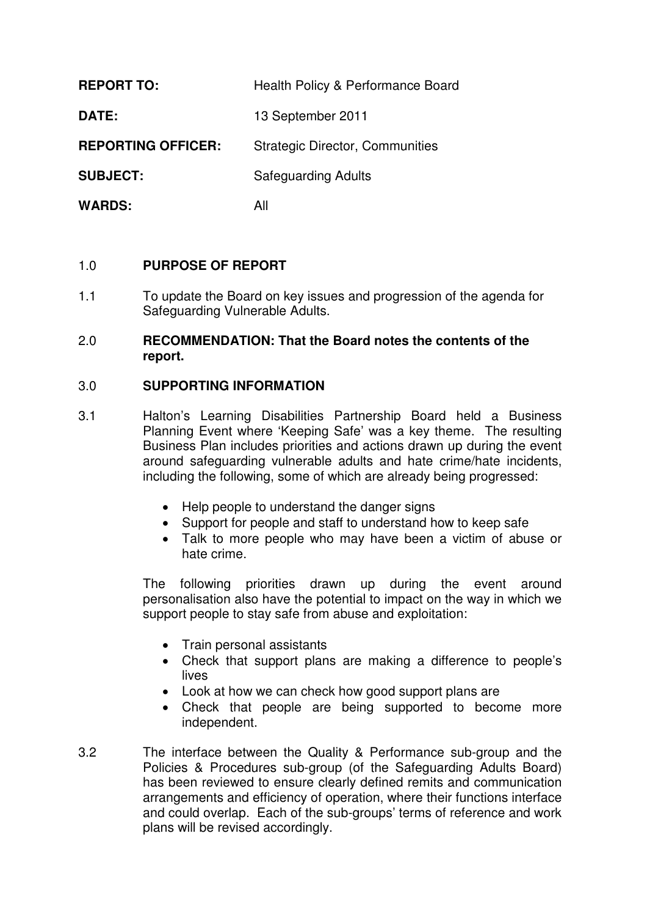**REPORT TO:** Health Policy & Performance Board

**DATE:** 13 September 2011

**REPORTING OFFICER:** Strategic Director, Communities

**SUBJECT:** Safeguarding Adults

**WARDS:** All

## 1.0 PURPOSE OF REPORT

1.1 To update the Board on key issues and progression of the agenda for Safeguarding Vulnerable Adults.

## 2.0 RECOMMENDATION: That the Board notes the contents of the report.

## 3.0 SUPPORTING INFORMATION

3.1 Halton's Learning Disabilities Partnership Board held a Business Planning Event where 'Keeping Safe' was a key theme. The resulting Business Plan includes priorities and actions drawn up during the event around safeguarding vulnerable adults and hate crime/hate incidents, including the following, some of which are already being progressed:

- Help people to understand the danger signs
- Support for people and staff to understand how to keep safe
- Talk to more people who may have been a victim of abuse or hate crime.

The following priorities drawn up during the event around personalisation also have the potential to impact on the way in which we support people to stay safe from abuse and exploitation:

- Train personal assistants
- Check that support plans are making a difference to people's lives
- Look at how we can check how good support plans are
- Check that people are being supported to become more independent.

3.2 The interface between the Quality & Performance sub-group and the Policies & Procedures sub-group (of the Safeguarding Adults Board) has been reviewed to ensure clearly defined remits and communication arrangements and efficiency of operation, where their functions interface and could overlap. Each of the sub-groups' terms of reference and work plans will be revised accordingly.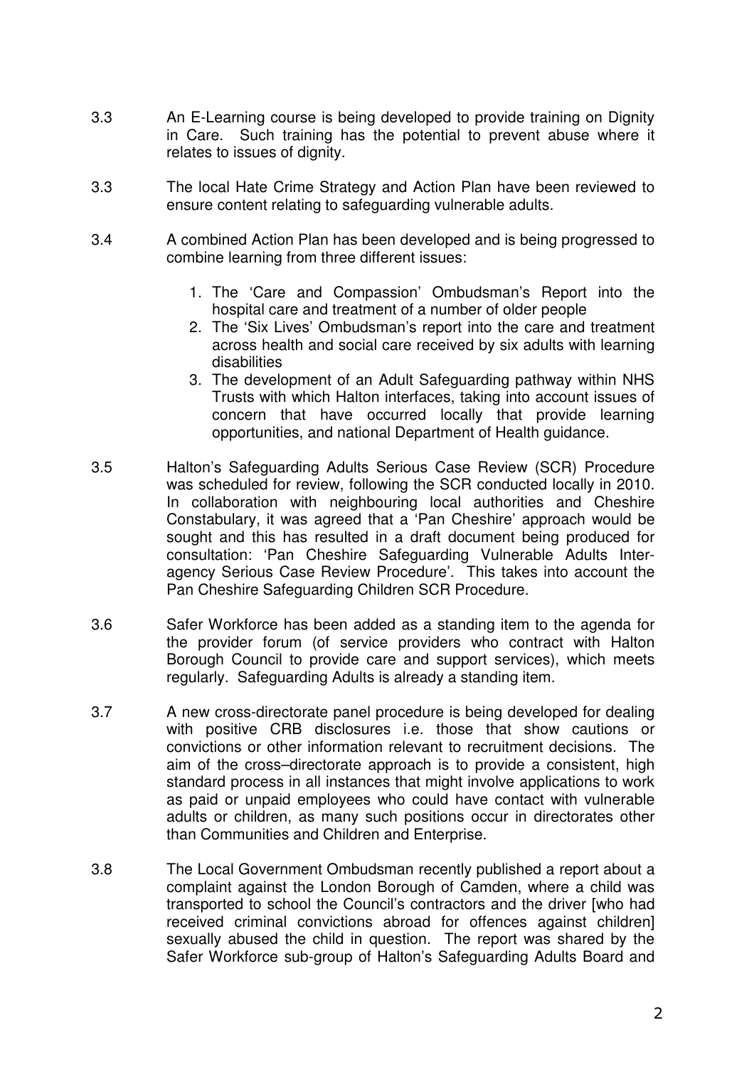3.3 An E-Learning course is being developed to provide training on Dignity in Care. Such training has the potential to prevent abuse where it relates to issues of dignity.

3.3 The local Hate Crime Strategy and Action Plan have been reviewed to ensure content relating to safeguarding vulnerable adults.

3.4 A combined Action Plan has been developed and is being progressed to combine learning from three different issues:

1. The 'Care and Compassion' Ombudsman's Report into the hospital care and treatment of a number of older people
2. The 'Six Lives' Ombudsman's report into the care and treatment across health and social care received by six adults with learning disabilities
3. The development of an Adult Safeguarding pathway within NHS Trusts with which Halton interfaces, taking into account issues of concern that have occurred locally that provide learning opportunities, and national Department of Health guidance.

3.5 Halton's Safeguarding Adults Serious Case Review (SCR) Procedure was scheduled for review, following the SCR conducted locally in 2010. In collaboration with neighbouring local authorities and Cheshire Constabulary, it was agreed that a 'Pan Cheshire' approach would be sought and this has resulted in a draft document being produced for consultation: 'Pan Cheshire Safeguarding Vulnerable Adults Inter-agency Serious Case Review Procedure'. This takes into account the Pan Cheshire Safeguarding Children SCR Procedure.

3.6 Safer Workforce has been added as a standing item to the agenda for the provider forum (of service providers who contract with Halton Borough Council to provide care and support services), which meets regularly. Safeguarding Adults is already a standing item.

3.7 A new cross-directorate panel procedure is being developed for dealing with positive CRB disclosures i.e. those that show cautions or convictions or other information relevant to recruitment decisions. The aim of the cross–directorate approach is to provide a consistent, high standard process in all instances that might involve applications to work as paid or unpaid employees who could have contact with vulnerable adults or children, as many such positions occur in directorates other than Communities and Children and Enterprise.

3.8 The Local Government Ombudsman recently published a report about a complaint against the London Borough of Camden, where a child was transported to school the Council's contractors and the driver [who had received criminal convictions abroad for offences against children] sexually abused the child in question. The report was shared by the Safer Workforce sub-group of Halton's Safeguarding Adults Board and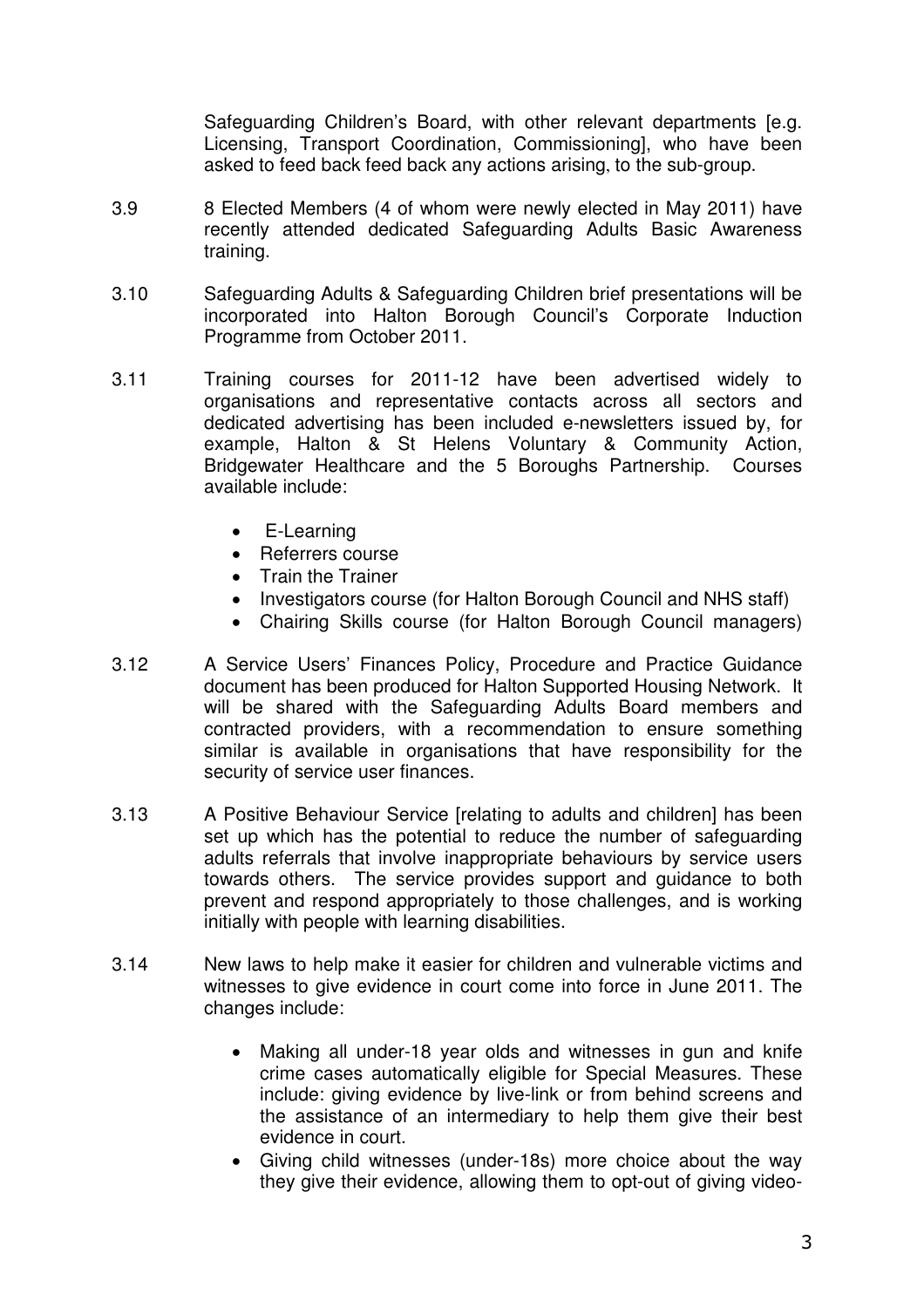Safeguarding Children's Board, with other relevant departments [e.g. Licensing, Transport Coordination, Commissioning], who have been asked to feed back feed back any actions arising, to the sub-group.

3.9 8 Elected Members (4 of whom were newly elected in May 2011) have recently attended dedicated Safeguarding Adults Basic Awareness training.

3.10 Safeguarding Adults & Safeguarding Children brief presentations will be incorporated into Halton Borough Council's Corporate Induction Programme from October 2011.

3.11 Training courses for 2011-12 have been advertised widely to organisations and representative contacts across all sectors and dedicated advertising has been included e-newsletters issued by, for example, Halton & St Helens Voluntary & Community Action, Bridgewater Healthcare and the 5 Boroughs Partnership. Courses available include:

- E-Learning
- Referrers course
- Train the Trainer
- Investigators course (for Halton Borough Council and NHS staff)
- Chairing Skills course (for Halton Borough Council managers)

3.12 A Service Users' Finances Policy, Procedure and Practice Guidance document has been produced for Halton Supported Housing Network. It will be shared with the Safeguarding Adults Board members and contracted providers, with a recommendation to ensure something similar is available in organisations that have responsibility for the security of service user finances.

3.13 A Positive Behaviour Service [relating to adults and children] has been set up which has the potential to reduce the number of safeguarding adults referrals that involve inappropriate behaviours by service users towards others. The service provides support and guidance to both prevent and respond appropriately to those challenges, and is working initially with people with learning disabilities.

3.14 New laws to help make it easier for children and vulnerable victims and witnesses to give evidence in court come into force in June 2011. The changes include:

- Making all under-18 year olds and witnesses in gun and knife crime cases automatically eligible for Special Measures. These include: giving evidence by live-link or from behind screens and the assistance of an intermediary to help them give their best evidence in court.
- Giving child witnesses (under-18s) more choice about the way they give their evidence, allowing them to opt-out of giving video-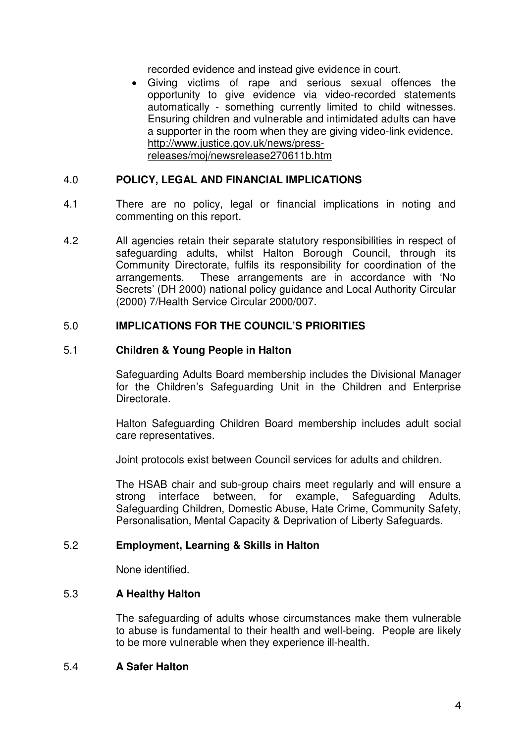recorded evidence and instead give evidence in court.

- Giving victims of rape and serious sexual offences the opportunity to give evidence via video-recorded statements automatically - something currently limited to child witnesses. Ensuring children and vulnerable and intimidated adults can have a supporter in the room when they are giving video-link evidence. http://www.justice.gov.uk/news/press-releases/moj/newsrelease270611b.htm

## 4.0 POLICY, LEGAL AND FINANCIAL IMPLICATIONS

4.1 There are no policy, legal or financial implications in noting and commenting on this report.

4.2 All agencies retain their separate statutory responsibilities in respect of safeguarding adults, whilst Halton Borough Council, through its Community Directorate, fulfils its responsibility for coordination of the arrangements. These arrangements are in accordance with 'No Secrets' (DH 2000) national policy guidance and Local Authority Circular (2000) 7/Health Service Circular 2000/007.

## 5.0 IMPLICATIONS FOR THE COUNCIL'S PRIORITIES

### 5.1 Children & Young People in Halton

Safeguarding Adults Board membership includes the Divisional Manager for the Children's Safeguarding Unit in the Children and Enterprise Directorate.

Halton Safeguarding Children Board membership includes adult social care representatives.

Joint protocols exist between Council services for adults and children.

The HSAB chair and sub-group chairs meet regularly and will ensure a strong interface between, for example, Safeguarding Adults, Safeguarding Children, Domestic Abuse, Hate Crime, Community Safety, Personalisation, Mental Capacity & Deprivation of Liberty Safeguards.

### 5.2 Employment, Learning & Skills in Halton

None identified.

### 5.3 A Healthy Halton

The safeguarding of adults whose circumstances make them vulnerable to abuse is fundamental to their health and well-being. People are likely to be more vulnerable when they experience ill-health.

### 5.4 A Safer Halton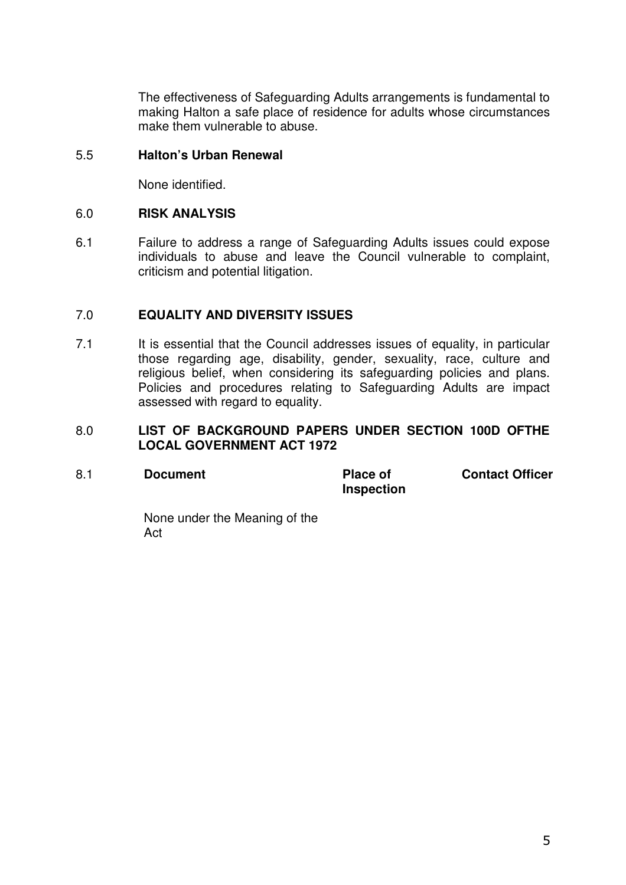The effectiveness of Safeguarding Adults arrangements is fundamental to making Halton a safe place of residence for adults whose circumstances make them vulnerable to abuse.

5.5 **Halton's Urban Renewal**

None identified.

## 6.0 RISK ANALYSIS

6.1 Failure to address a range of Safeguarding Adults issues could expose individuals to abuse and leave the Council vulnerable to complaint, criticism and potential litigation.

## 7.0 EQUALITY AND DIVERSITY ISSUES

7.1 It is essential that the Council addresses issues of equality, in particular those regarding age, disability, gender, sexuality, race, culture and religious belief, when considering its safeguarding policies and plans. Policies and procedures relating to Safeguarding Adults are impact assessed with regard to equality.

## 8.0 LIST OF BACKGROUND PAPERS UNDER SECTION 100D OFTHE LOCAL GOVERNMENT ACT 1972

8.1

| Document | Place of Inspection | Contact Officer |
| --- | --- | --- |
| None under the Meaning of the Act | | |